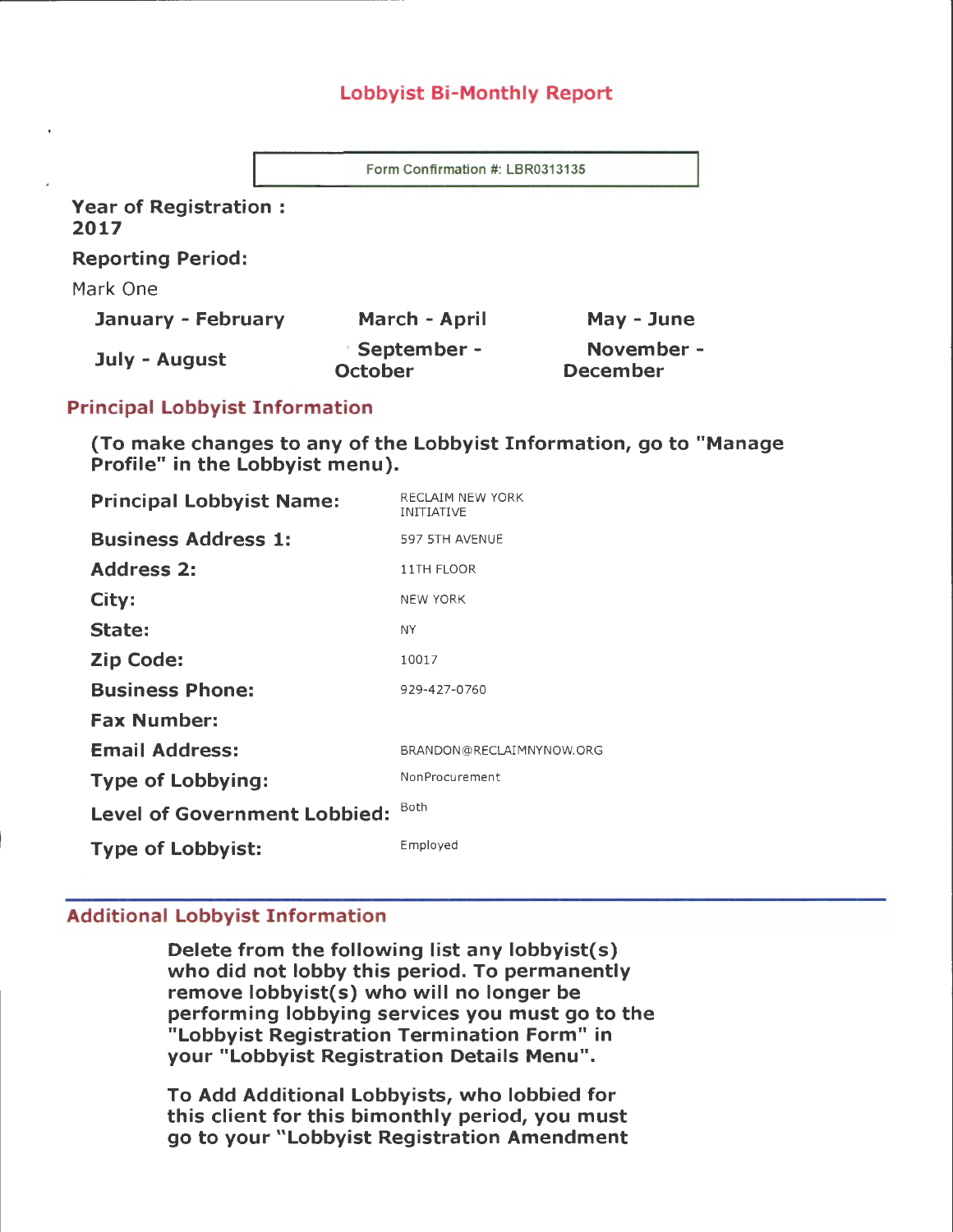# Lobbyist Bi-Monthly Report

Form Confirmation #: LBR0313135

**Year of Registration :**
**2017**

**Reporting Period:**

Mark One

| | | |
|---|---|---|
| **January - February** | **March - April** | **May - June** |
| **July - August** | **September - October** | **November - December** |

## Principal Lobbyist Information

**(To make changes to any of the Lobbyist Information, go to "Manage Profile" in the Lobbyist menu).**

| | |
|---|---|
| **Principal Lobbyist Name:** | RECLAIM NEW YORK INITIATIVE |
| **Business Address 1:** | 597 5TH AVENUE |
| **Address 2:** | 11TH FLOOR |
| **City:** | NEW YORK |
| **State:** | NY |
| **Zip Code:** | 10017 |
| **Business Phone:** | 929-427-0760 |
| **Fax Number:** | |
| **Email Address:** | BRANDON@RECLAIMNYNOW.ORG |
| **Type of Lobbying:** | NonProcurement |
| **Level of Government Lobbied:** | Both |
| **Type of Lobbyist:** | Employed |

## Additional Lobbyist Information

**Delete from the following list any lobbyist(s) who did not lobby this period. To permanently remove lobbyist(s) who will no longer be performing lobbying services you must go to the "Lobbyist Registration Termination Form" in your "Lobbyist Registration Details Menu".**

**To Add Additional Lobbyists, who lobbied for this client for this bimonthly period, you must go to your "Lobbyist Registration Amendment**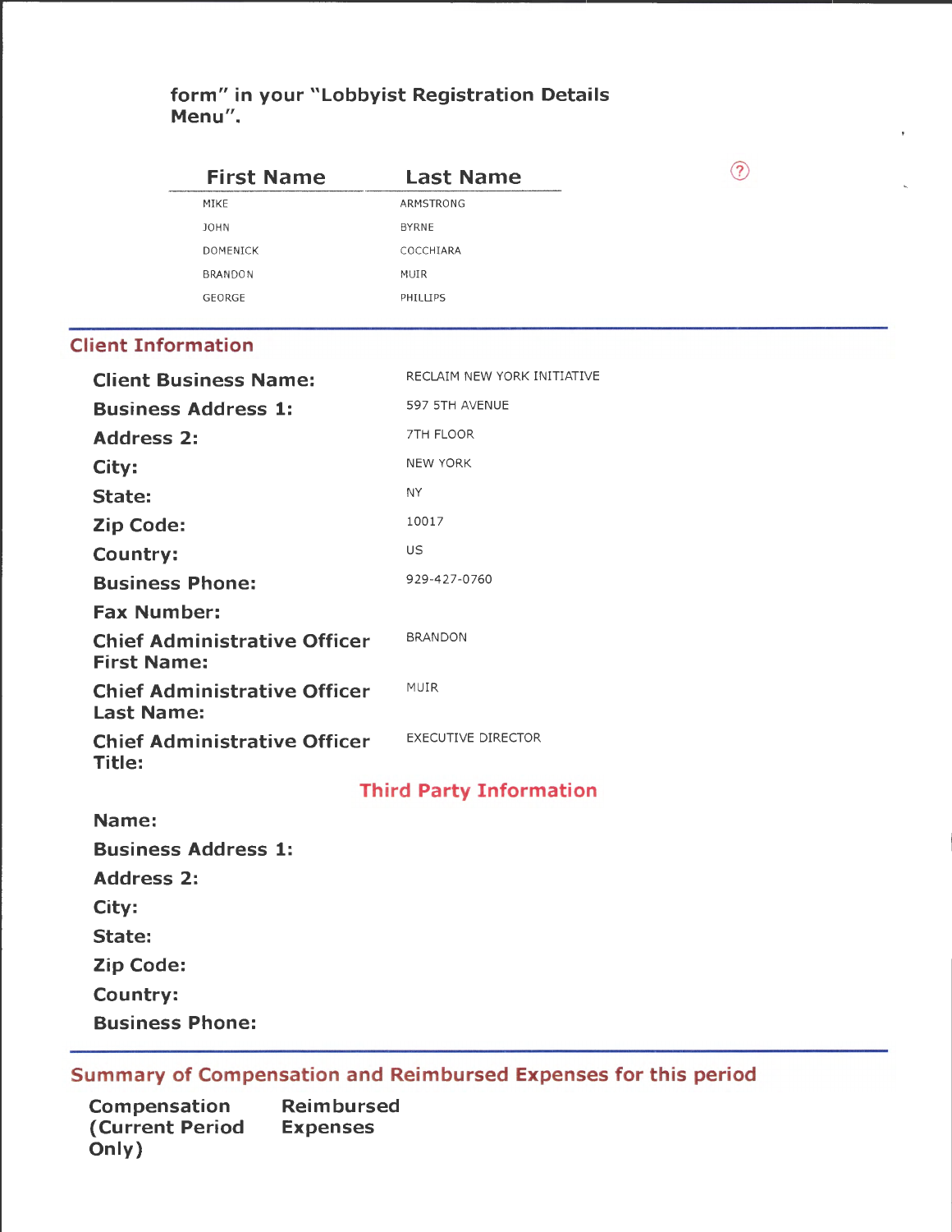form" in your "Lobbyist Registration Details Menu".

| First Name | Last Name |
| --- | --- |
| MIKE | ARMSTRONG |
| JOHN | BYRNE |
| DOMENICK | COCCHIARA |
| BRANDON | MUIR |
| GEORGE | PHILLIPS |

## Client Information

| | |
| --- | --- |
| **Client Business Name:** | RECLAIM NEW YORK INITIATIVE |
| **Business Address 1:** | 597 5TH AVENUE |
| **Address 2:** | 7TH FLOOR |
| **City:** | NEW YORK |
| **State:** | NY |
| **Zip Code:** | 10017 |
| **Country:** | US |
| **Business Phone:** | 929-427-0760 |
| **Fax Number:** | |
| **Chief Administrative Officer First Name:** | BRANDON |
| **Chief Administrative Officer Last Name:** | MUIR |
| **Chief Administrative Officer Title:** | EXECUTIVE DIRECTOR |

### Third Party Information

| | |
| --- | --- |
| **Name:** | |
| **Business Address 1:** | |
| **Address 2:** | |
| **City:** | |
| **State:** | |
| **Zip Code:** | |
| **Country:** | |
| **Business Phone:** | |

## Summary of Compensation and Reimbursed Expenses for this period

| Compensation (Current Period Only) | Reimbursed Expenses |
| --- | --- |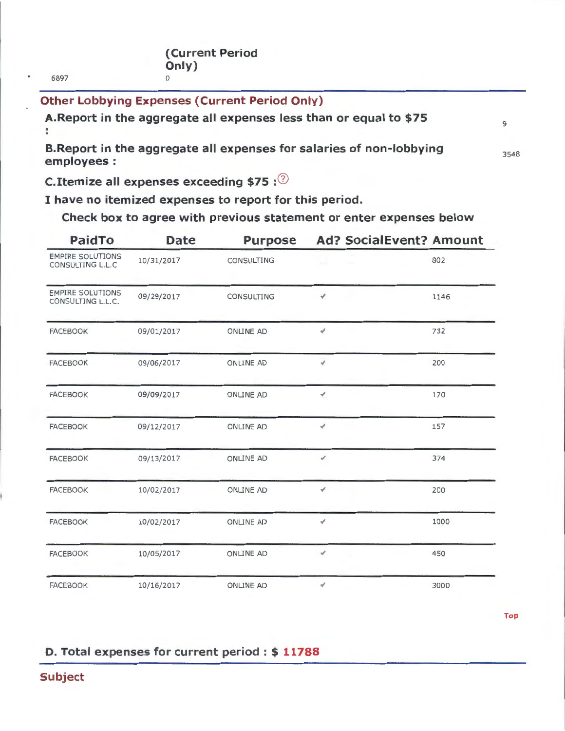(Current Period Only)

6897 0

## Other Lobbying Expenses (Current Period Only)

**A.Report in the aggregate all expenses less than or equal to $75 :** 9

**B.Report in the aggregate all expenses for salaries of non-lobbying employees :** 3548

**C.Itemize all expenses exceeding $75 :**

**I have no itemized expenses to report for this period.**

**Check box to agree with previous statement or enter expenses below**

| PaidTo | Date | Purpose | Ad? | SocialEvent? | Amount |
|---|---|---|---|---|---|
| EMPIRE SOLUTIONS CONSULTING L.L.C | 10/31/2017 | CONSULTING | | | 802 |
| EMPIRE SOLUTIONS CONSULTING L.L.C. | 09/29/2017 | CONSULTING | ✔ | | 1146 |
| FACEBOOK | 09/01/2017 | ONLINE AD | ✔ | | 732 |
| FACEBOOK | 09/06/2017 | ONLINE AD | ✔ | | 200 |
| FACEBOOK | 09/09/2017 | ONLINE AD | ✔ | | 170 |
| FACEBOOK | 09/12/2017 | ONLINE AD | ✔ | | 157 |
| FACEBOOK | 09/13/2017 | ONLINE AD | ✔ | | 374 |
| FACEBOOK | 10/02/2017 | ONLINE AD | ✔ | | 200 |
| FACEBOOK | 10/02/2017 | ONLINE AD | ✔ | | 1000 |
| FACEBOOK | 10/05/2017 | ONLINE AD | ✔ | | 450 |
| FACEBOOK | 10/16/2017 | ONLINE AD | ✔ | | 3000 |

Top

**D. Total expenses for current period : $ 11788**

## Subject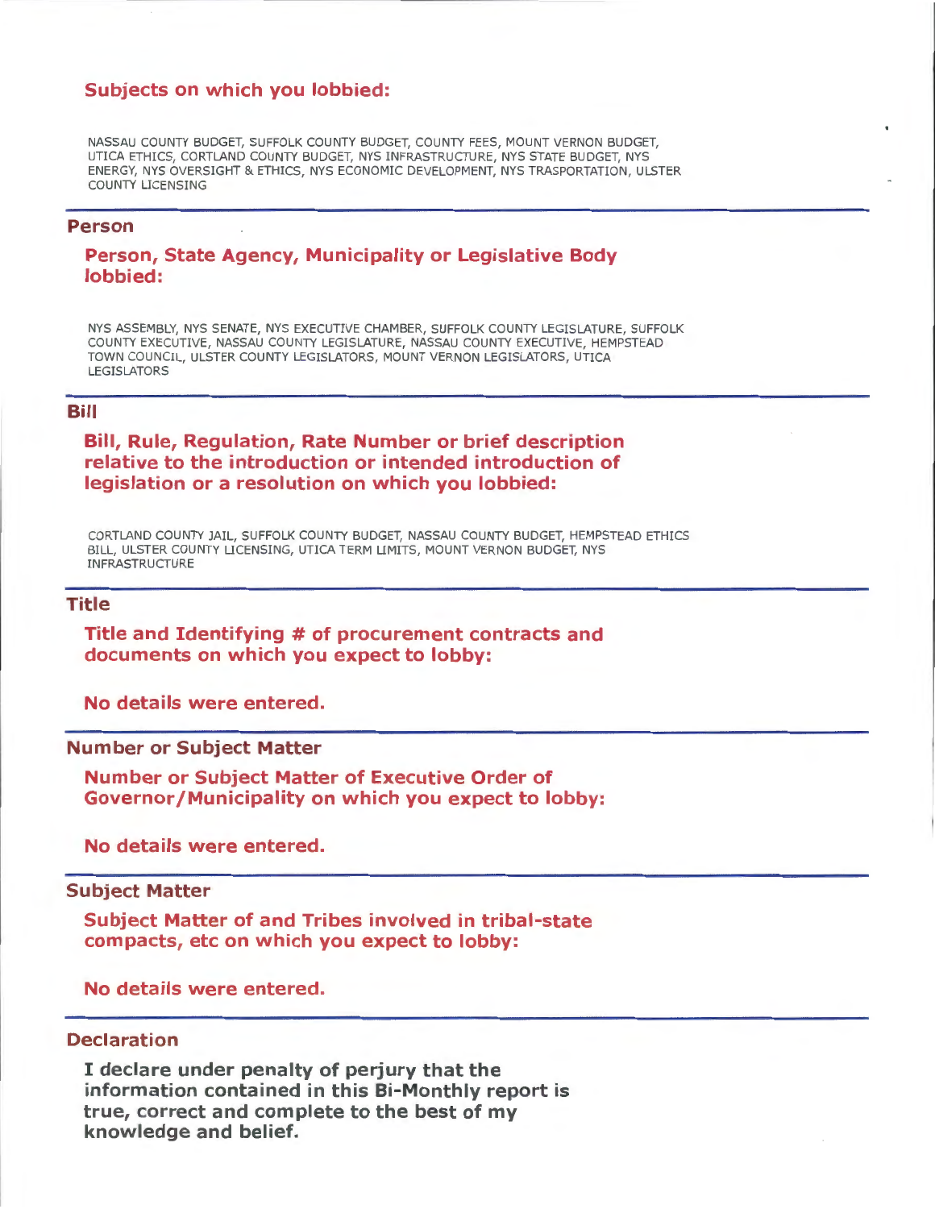### Subjects on which you lobbied:

NASSAU COUNTY BUDGET, SUFFOLK COUNTY BUDGET, COUNTY FEES, MOUNT VERNON BUDGET, UTICA ETHICS, CORTLAND COUNTY BUDGET, NYS INFRASTRUCTURE, NYS STATE BUDGET, NYS ENERGY, NYS OVERSIGHT & ETHICS, NYS ECONOMIC DEVELOPMENT, NYS TRASPORTATION, ULSTER COUNTY LICENSING

## Person

### Person, State Agency, Municipality or Legislative Body lobbied:

NYS ASSEMBLY, NYS SENATE, NYS EXECUTIVE CHAMBER, SUFFOLK COUNTY LEGISLATURE, SUFFOLK COUNTY EXECUTIVE, NASSAU COUNTY LEGISLATURE, NASSAU COUNTY EXECUTIVE, HEMPSTEAD TOWN COUNCIL, ULSTER COUNTY LEGISLATORS, MOUNT VERNON LEGISLATORS, UTICA LEGISLATORS

## Bill

### Bill, Rule, Regulation, Rate Number or brief description relative to the introduction or intended introduction of legislation or a resolution on which you lobbied:

CORTLAND COUNTY JAIL, SUFFOLK COUNTY BUDGET, NASSAU COUNTY BUDGET, HEMPSTEAD ETHICS BILL, ULSTER COUNTY LICENSING, UTICA TERM LIMITS, MOUNT VERNON BUDGET, NYS INFRASTRUCTURE

## Title

### Title and Identifying # of procurement contracts and documents on which you expect to lobby:

**No details were entered.**

## Number or Subject Matter

### Number or Subject Matter of Executive Order of Governor/Municipality on which you expect to lobby:

**No details were entered.**

## Subject Matter

### Subject Matter of and Tribes involved in tribal-state compacts, etc on which you expect to lobby:

**No details were entered.**

## Declaration

**I declare under penalty of perjury that the information contained in this Bi-Monthly report is true, correct and complete to the best of my knowledge and belief.**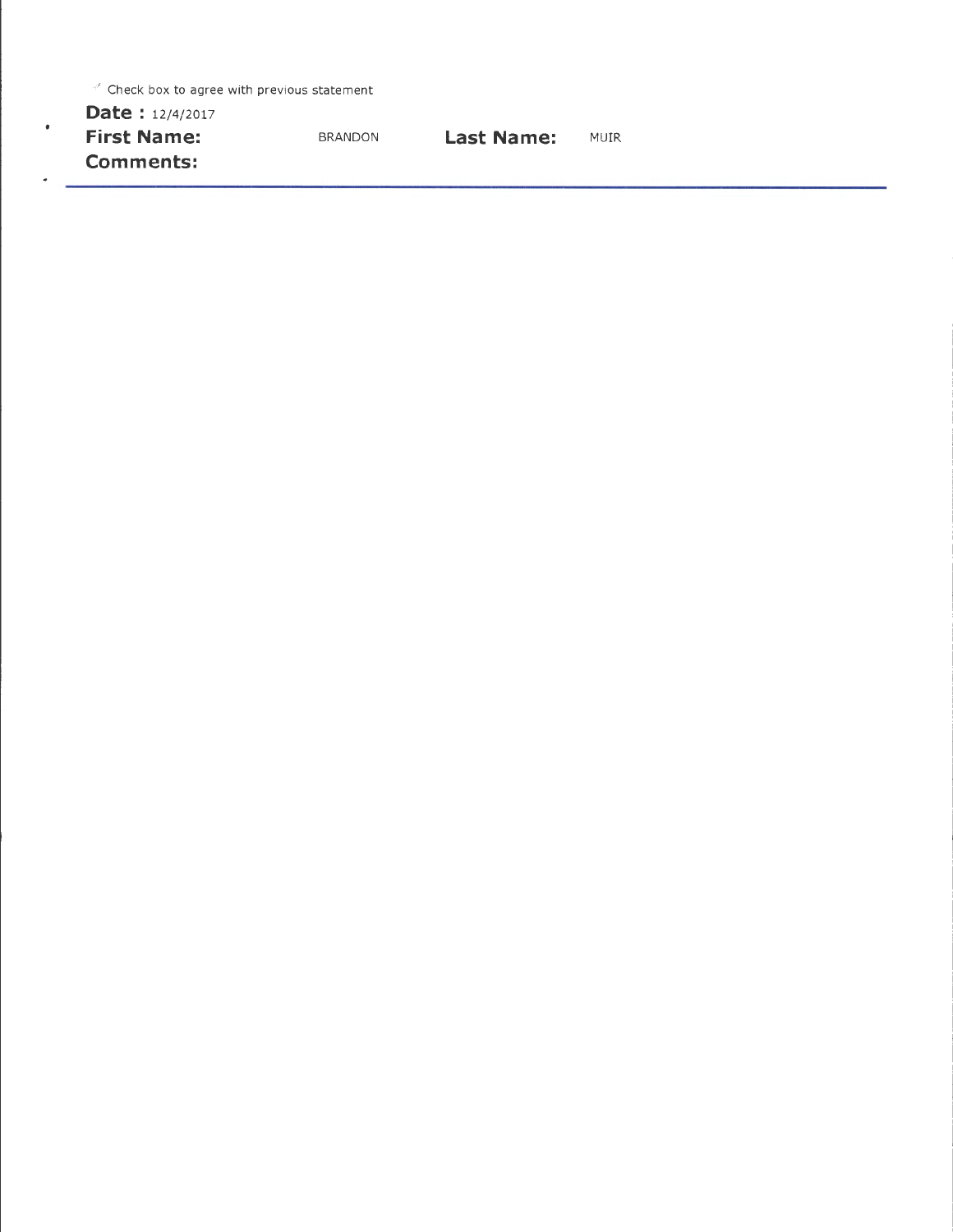✓ Check box to agree with previous statement

**Date :** 12/4/2017

**First Name:** BRANDON **Last Name:** MUIR

**Comments:**

---